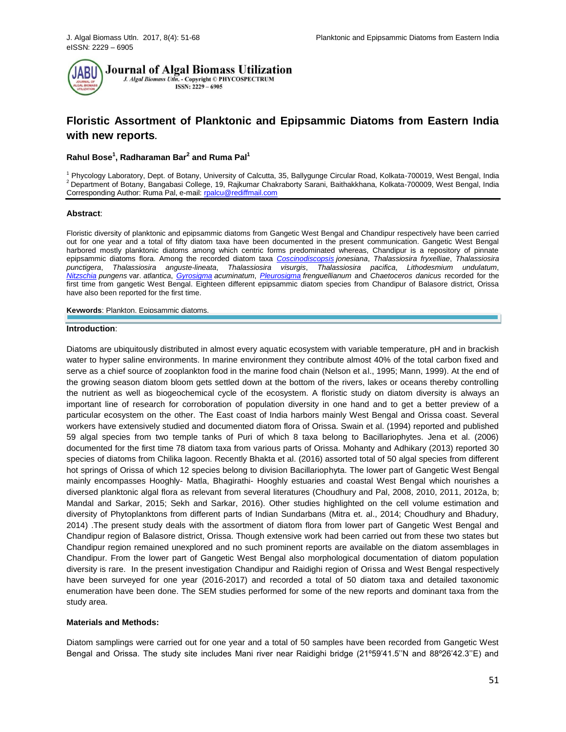# Floristic Assortment of Planktonic and Epipsammic Diatoms from Eastern India with new reports.

**Rahul Bose[1], Radharaman Bar[2] and Ruma Pal[1]**

[1] Phycology Laboratory, Dept. of Botany, University of Calcutta, 35, Ballygunge Circular Road, Kolkata-700019, West Bengal, India
[2] Department of Botany, Bangabasi College, 19, Rajkumar Chakraborty Sarani, Baithakkhana, Kolkata-700009, West Bengal, India
Corresponding Author: Ruma Pal, e-mail: rpalcu@rediffmail.com

**Abstract**:

Floristic diversity of planktonic and epipsammic diatoms from Gangetic West Bengal and Chandipur respectively have been carried out for one year and a total of fifty diatom taxa have been documented in the present communication. Gangetic West Bengal harbored mostly planktonic diatoms among which centric forms predominated whereas, Chandipur is a repository of pinnate epipsammic diatoms flora. Among the recorded diatom taxa *Coscinodiscopsis jonesiana*, *Thalassiosira fryxelliae*, *Thalassiosira punctigera*, *Thalassiosira anguste-lineata*, *Thalassiosira visurgis*, *Thalassiosira pacifica*, *Lithodesmium undulatum*, *Nitzschia pungens* var. *atlantica*, *Gyrosigma acuminatum*, *Pleurosigma frenguellianum* and *Chaetoceros danicus* recorded for the first time from gangetic West Bengal. Eighteen different epipsammic diatom species from Chandipur of Balasore district, Orissa have also been reported for the first time.

**Keywords**: Plankton, Epipsammic diatoms.

**Introduction**:

Diatoms are ubiquitously distributed in almost every aquatic ecosystem with variable temperature, pH and in brackish water to hyper saline environments. In marine environment they contribute almost 40% of the total carbon fixed and serve as a chief source of zooplankton food in the marine food chain (Nelson et al., 1995; Mann, 1999). At the end of the growing season diatom bloom gets settled down at the bottom of the rivers, lakes or oceans thereby controlling the nutrient as well as biogeochemical cycle of the ecosystem. A floristic study on diatom diversity is always an important line of research for corroboration of population diversity in one hand and to get a better preview of a particular ecosystem on the other. The East coast of India harbors mainly West Bengal and Orissa coast. Several workers have extensively studied and documented diatom flora of Orissa. Swain et al. (1994) reported and published 59 algal species from two temple tanks of Puri of which 8 taxa belong to Bacillariophytes. Jena et al. (2006) documented for the first time 78 diatom taxa from various parts of Orissa. Mohanty and Adhikary (2013) reported 30 species of diatoms from Chilika lagoon. Recently Bhakta et al. (2016) assorted total of 50 algal species from different hot springs of Orissa of which 12 species belong to division Bacillariophyta. The lower part of Gangetic West Bengal mainly encompasses Hooghly- Matla, Bhagirathi- Hooghly estuaries and coastal West Bengal which nourishes a diversed planktonic algal flora as relevant from several literatures (Choudhury and Pal, 2008, 2010, 2011, 2012a, b; Mandal and Sarkar, 2015; Sekh and Sarkar, 2016). Other studies highlighted on the cell volume estimation and diversity of Phytoplanktons from different parts of Indian Sundarbans (Mitra et. al., 2014; Choudhury and Bhadury, 2014) .The present study deals with the assortment of diatom flora from lower part of Gangetic West Bengal and Chandipur region of Balasore district, Orissa. Though extensive work had been carried out from these two states but Chandipur region remained unexplored and no such prominent reports are available on the diatom assemblages in Chandipur. From the lower part of Gangetic West Bengal also morphological documentation of diatom population diversity is rare. In the present investigation Chandipur and Raidighi region of Orissa and West Bengal respectively have been surveyed for one year (2016-2017) and recorded a total of 50 diatom taxa and detailed taxonomic enumeration have been done. The SEM studies performed for some of the new reports and dominant taxa from the study area.

**Materials and Methods:**

Diatom samplings were carried out for one year and a total of 50 samples have been recorded from Gangetic West Bengal and Orissa. The study site includes Mani river near Raidighi bridge (21º59'41.5''N and 88º26'42.3''E) and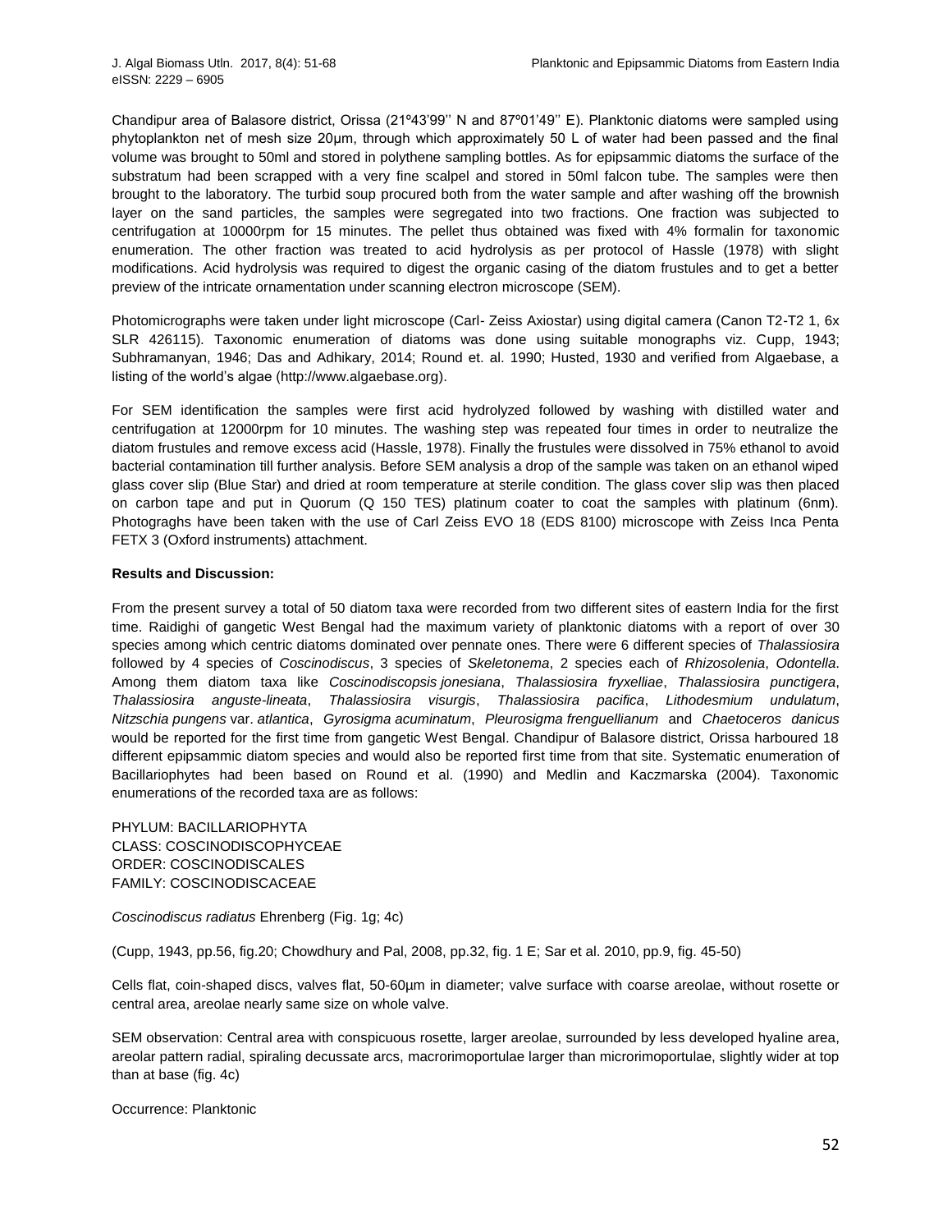Chandipur area of Balasore district, Orissa (21º43'99'' N and 87º01'49'' E). Planktonic diatoms were sampled using phytoplankton net of mesh size 20µm, through which approximately 50 L of water had been passed and the final volume was brought to 50ml and stored in polythene sampling bottles. As for epipsammic diatoms the surface of the substratum had been scrapped with a very fine scalpel and stored in 50ml falcon tube. The samples were then brought to the laboratory. The turbid soup procured both from the water sample and after washing off the brownish layer on the sand particles, the samples were segregated into two fractions. One fraction was subjected to centrifugation at 10000rpm for 15 minutes. The pellet thus obtained was fixed with 4% formalin for taxonomic enumeration. The other fraction was treated to acid hydrolysis as per protocol of Hassle (1978) with slight modifications. Acid hydrolysis was required to digest the organic casing of the diatom frustules and to get a better preview of the intricate ornamentation under scanning electron microscope (SEM).

Photomicrographs were taken under light microscope (Carl- Zeiss Axiostar) using digital camera (Canon T2-T2 1, 6x SLR 426115). Taxonomic enumeration of diatoms was done using suitable monographs viz. Cupp, 1943; Subhramanyan, 1946; Das and Adhikary, 2014; Round et. al. 1990; Husted, 1930 and verified from Algaebase, a listing of the world's algae (http://www.algaebase.org).

For SEM identification the samples were first acid hydrolyzed followed by washing with distilled water and centrifugation at 12000rpm for 10 minutes. The washing step was repeated four times in order to neutralize the diatom frustules and remove excess acid (Hassle, 1978). Finally the frustules were dissolved in 75% ethanol to avoid bacterial contamination till further analysis. Before SEM analysis a drop of the sample was taken on an ethanol wiped glass cover slip (Blue Star) and dried at room temperature at sterile condition. The glass cover slip was then placed on carbon tape and put in Quorum (Q 150 TES) platinum coater to coat the samples with platinum (6nm). Photograghs have been taken with the use of Carl Zeiss EVO 18 (EDS 8100) microscope with Zeiss Inca Penta FETX 3 (Oxford instruments) attachment.

**Results and Discussion:**

From the present survey a total of 50 diatom taxa were recorded from two different sites of eastern India for the first time. Raidighi of gangetic West Bengal had the maximum variety of planktonic diatoms with a report of over 30 species among which centric diatoms dominated over pennate ones. There were 6 different species of *Thalassiosira* followed by 4 species of *Coscinodiscus*, 3 species of *Skeletonema*, 2 species each of *Rhizosolenia*, *Odontella*. Among them diatom taxa like *Coscinodiscopsis jonesiana*, *Thalassiosira fryxelliae*, *Thalassiosira punctigera*, *Thalassiosira anguste-lineata*, *Thalassiosira visurgis*, *Thalassiosira pacifica*, *Lithodesmium undulatum*, *Nitzschia pungens* var. *atlantica*, *Gyrosigma acuminatum*, *Pleurosigma frenguellianum* and *Chaetoceros danicus* would be reported for the first time from gangetic West Bengal. Chandipur of Balasore district, Orissa harboured 18 different epipsammic diatom species and would also be reported first time from that site. Systematic enumeration of Bacillariophytes had been based on Round et al. (1990) and Medlin and Kaczmarska (2004). Taxonomic enumerations of the recorded taxa are as follows:

PHYLUM: BACILLARIOPHYTA
CLASS: COSCINODISCOPHYCEAE
ORDER: COSCINODISCALES
FAMILY: COSCINODISCACEAE

*Coscinodiscus radiatus* Ehrenberg (Fig. 1g; 4c)

(Cupp, 1943, pp.56, fig.20; Chowdhury and Pal, 2008, pp.32, fig. 1 E; Sar et al. 2010, pp.9, fig. 45-50)

Cells flat, coin-shaped discs, valves flat, 50-60µm in diameter; valve surface with coarse areolae, without rosette or central area, areolae nearly same size on whole valve.

SEM observation: Central area with conspicuous rosette, larger areolae, surrounded by less developed hyaline area, areolar pattern radial, spiraling decussate arcs, macrorimoportulae larger than microrimoportulae, slightly wider at top than at base (fig. 4c)

Occurrence: Planktonic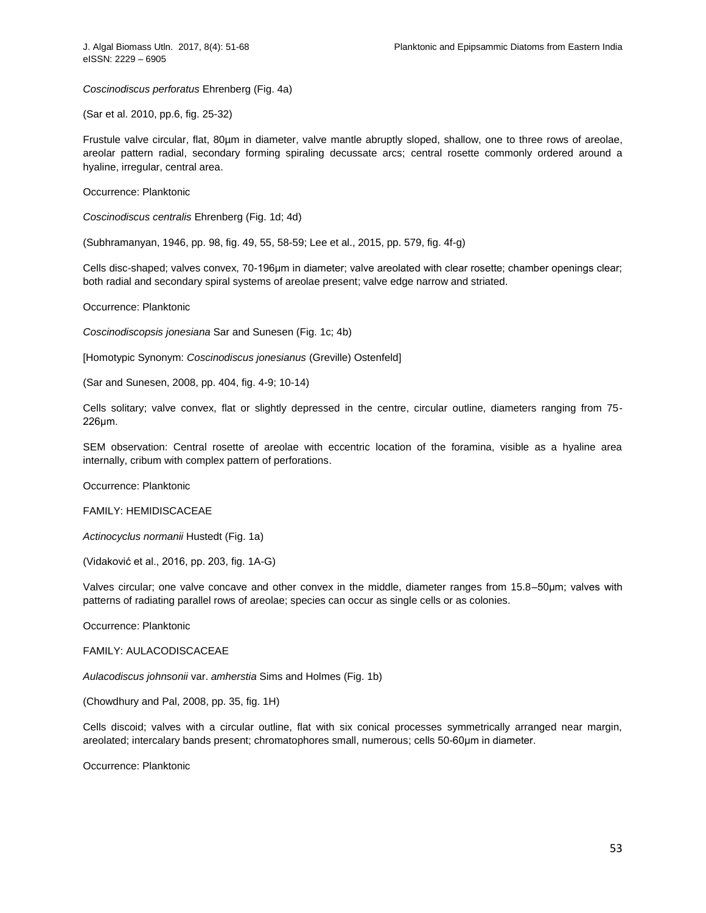*Coscinodiscus perforatus* Ehrenberg (Fig. 4a)

(Sar et al. 2010, pp.6, fig. 25-32)

Frustule valve circular, flat, 80µm in diameter, valve mantle abruptly sloped, shallow, one to three rows of areolae, areolar pattern radial, secondary forming spiraling decussate arcs; central rosette commonly ordered around a hyaline, irregular, central area.

Occurrence: Planktonic

*Coscinodiscus centralis* Ehrenberg (Fig. 1d; 4d)

(Subhramanyan, 1946, pp. 98, fig. 49, 55, 58-59; Lee et al., 2015, pp. 579, fig. 4f-g)

Cells disc-shaped; valves convex, 70-196µm in diameter; valve areolated with clear rosette; chamber openings clear; both radial and secondary spiral systems of areolae present; valve edge narrow and striated.

Occurrence: Planktonic

*Coscinodiscopsis jonesiana* Sar and Sunesen (Fig. 1c; 4b)

[Homotypic Synonym: *Coscinodiscus jonesianus* (Greville) Ostenfeld]

(Sar and Sunesen, 2008, pp. 404, fig. 4-9; 10-14)

Cells solitary; valve convex, flat or slightly depressed in the centre, circular outline, diameters ranging from 75-226µm.

SEM observation: Central rosette of areolae with eccentric location of the foramina, visible as a hyaline area internally, cribum with complex pattern of perforations.

Occurrence: Planktonic

FAMILY: HEMIDISCACEAE

*Actinocyclus normanii* Hustedt (Fig. 1a)

(Vidaković et al., 2016, pp. 203, fig. 1A-G)

Valves circular; one valve concave and other convex in the middle, diameter ranges from 15.8–50µm; valves with patterns of radiating parallel rows of areolae; species can occur as single cells or as colonies.

Occurrence: Planktonic

FAMILY: AULACODISCACEAE

*Aulacodiscus johnsonii* var. *amherstia* Sims and Holmes (Fig. 1b)

(Chowdhury and Pal, 2008, pp. 35, fig. 1H)

Cells discoid; valves with a circular outline, flat with six conical processes symmetrically arranged near margin, areolated; intercalary bands present; chromatophores small, numerous; cells 50-60µm in diameter.

Occurrence: Planktonic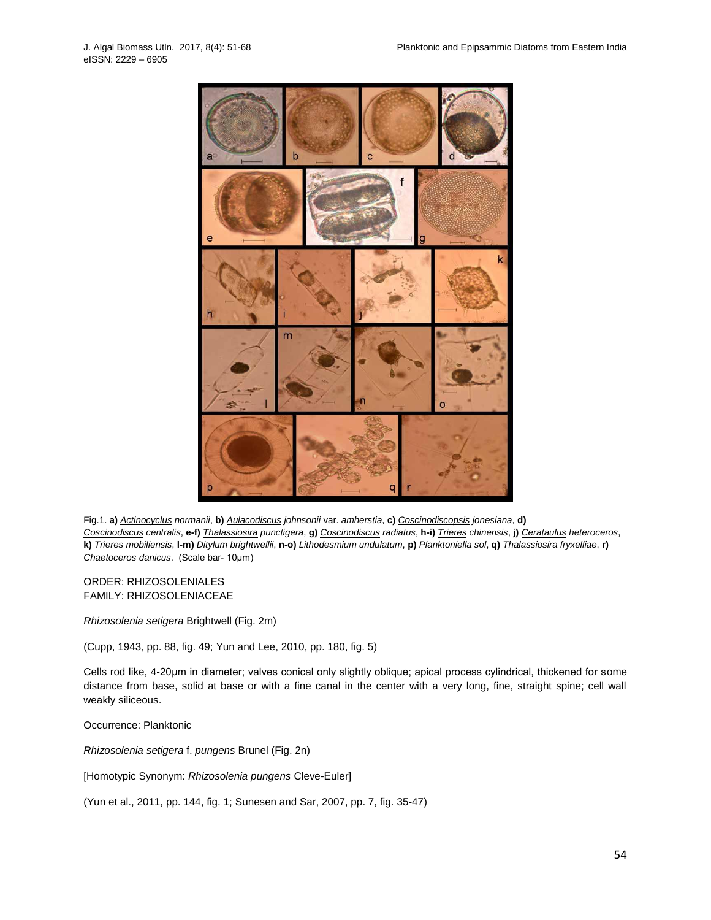Fig.1. **a)** *Actinocyclus normanii*, **b)** *Aulacodiscus johnsonii* var. *amherstia*, **c)** *Coscinodiscopsis jonesiana*, **d)** *Coscinodiscus centralis*, **e-f)** *Thalassiosira punctigera*, **g)** *Coscinodiscus radiatus*, **h-i)** *Trieres chinensis*, **j)** *Cerataulus heteroceros*, **k)** *Trieres mobiliensis*, **l-m)** *Ditylum brightwellii*, **n-o)** *Lithodesmium undulatum*, **p)** *Planktoniella sol*, **q)** *Thalassiosira fryxelliae*, **r)** *Chaetoceros danicus*. (Scale bar- 10µm)

ORDER: RHIZOSOLENIALES
FAMILY: RHIZOSOLENIACEAE

*Rhizosolenia setigera* Brightwell (Fig. 2m)

(Cupp, 1943, pp. 88, fig. 49; Yun and Lee, 2010, pp. 180, fig. 5)

Cells rod like, 4-20µm in diameter; valves conical only slightly oblique; apical process cylindrical, thickened for some distance from base, solid at base or with a fine canal in the center with a very long, fine, straight spine; cell wall weakly siliceous.

Occurrence: Planktonic

*Rhizosolenia setigera* f. *pungens* Brunel (Fig. 2n)

[Homotypic Synonym: *Rhizosolenia pungens* Cleve-Euler]

(Yun et al., 2011, pp. 144, fig. 1; Sunesen and Sar, 2007, pp. 7, fig. 35-47)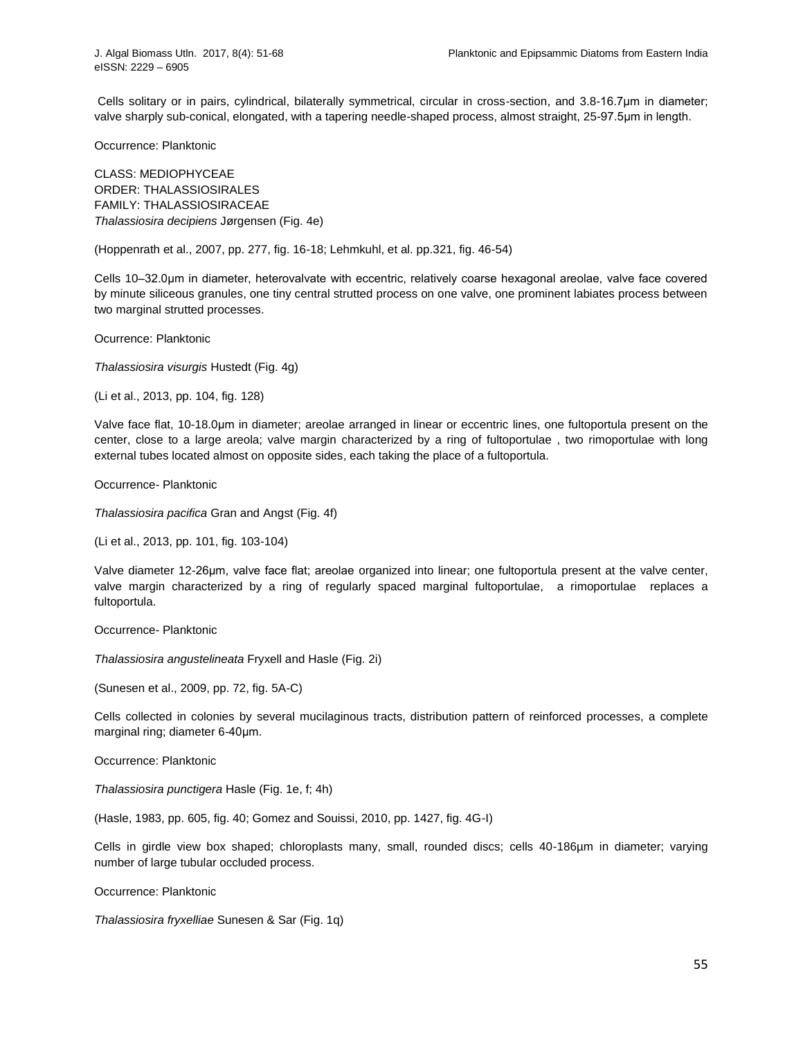Cells solitary or in pairs, cylindrical, bilaterally symmetrical, circular in cross-section, and 3.8-16.7µm in diameter; valve sharply sub-conical, elongated, with a tapering needle-shaped process, almost straight, 25-97.5µm in length.

Occurrence: Planktonic

CLASS: MEDIOPHYCEAE
ORDER: THALASSIOSIRALES
FAMILY: THALASSIOSIRACEAE
*Thalassiosira decipiens* Jørgensen (Fig. 4e)

(Hoppenrath et al., 2007, pp. 277, fig. 16-18; Lehmkuhl, et al. pp.321, fig. 46-54)

Cells 10–32.0µm in diameter, heterovalvate with eccentric, relatively coarse hexagonal areolae, valve face covered by minute siliceous granules, one tiny central strutted process on one valve, one prominent labiates process between two marginal strutted processes.

Ocurrence: Planktonic

*Thalassiosira visurgis* Hustedt (Fig. 4g)

(Li et al., 2013, pp. 104, fig. 128)

Valve face flat, 10-18.0µm in diameter; areolae arranged in linear or eccentric lines, one fultoportula present on the center, close to a large areola; valve margin characterized by a ring of fultoportulae , two rimoportulae with long external tubes located almost on opposite sides, each taking the place of a fultoportula.

Occurrence- Planktonic

*Thalassiosira pacifica* Gran and Angst (Fig. 4f)

(Li et al., 2013, pp. 101, fig. 103-104)

Valve diameter 12-26µm, valve face flat; areolae organized into linear; one fultoportula present at the valve center, valve margin characterized by a ring of regularly spaced marginal fultoportulae, a rimoportulae replaces a fultoportula.

Occurrence- Planktonic

*Thalassiosira angustelineata* Fryxell and Hasle (Fig. 2i)

(Sunesen et al., 2009, pp. 72, fig. 5A-C)

Cells collected in colonies by several mucilaginous tracts, distribution pattern of reinforced processes, a complete marginal ring; diameter 6-40µm.

Occurrence: Planktonic

*Thalassiosira punctigera* Hasle (Fig. 1e, f; 4h)

(Hasle, 1983, pp. 605, fig. 40; Gomez and Souissi, 2010, pp. 1427, fig. 4G-I)

Cells in girdle view box shaped; chloroplasts many, small, rounded discs; cells 40-186µm in diameter; varying number of large tubular occluded process.

Occurrence: Planktonic

*Thalassiosira fryxelliae* Sunesen & Sar (Fig. 1q)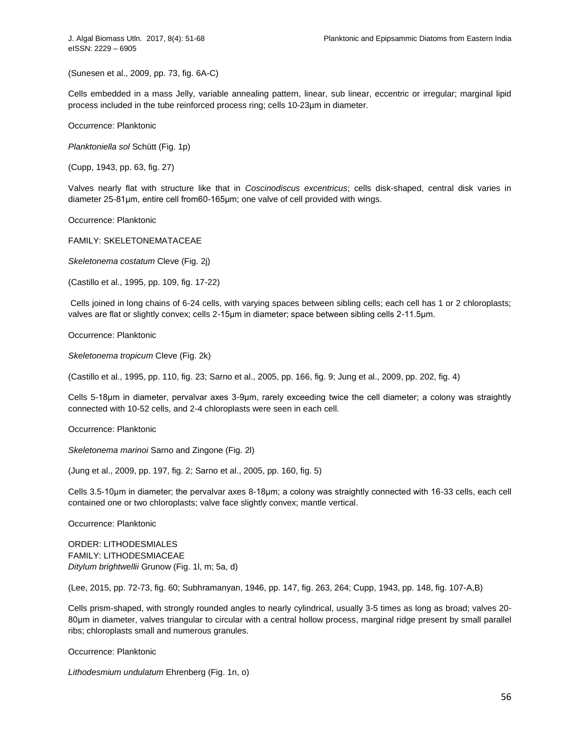(Sunesen et al., 2009, pp. 73, fig. 6A-C)

Cells embedded in a mass Jelly, variable annealing pattern, linear, sub linear, eccentric or irregular; marginal lipid process included in the tube reinforced process ring; cells 10-23µm in diameter.

Occurrence: Planktonic

*Planktoniella sol* Schütt (Fig. 1p)

(Cupp, 1943, pp. 63, fig. 27)

Valves nearly flat with structure like that in *Coscinodiscus excentricus*; cells disk-shaped, central disk varies in diameter 25-81µm, entire cell from60-165µm; one valve of cell provided with wings.

Occurrence: Planktonic

FAMILY: SKELETONEMATACEAE

*Skeletonema costatum* Cleve (Fig. 2j)

(Castillo et al., 1995, pp. 109, fig. 17-22)

Cells joined in long chains of 6-24 cells, with varying spaces between sibling cells; each cell has 1 or 2 chloroplasts; valves are flat or slightly convex; cells 2-15µm in diameter; space between sibling cells 2-11.5µm.

Occurrence: Planktonic

*Skeletonema tropicum* Cleve (Fig. 2k)

(Castillo et al., 1995, pp. 110, fig. 23; Sarno et al., 2005, pp. 166, fig. 9; Jung et al., 2009, pp. 202, fig. 4)

Cells 5-18µm in diameter, pervalvar axes 3-9µm, rarely exceeding twice the cell diameter; a colony was straightly connected with 10-52 cells, and 2-4 chloroplasts were seen in each cell.

Occurrence: Planktonic

*Skeletonema marinoi* Sarno and Zingone (Fig. 2l)

(Jung et al., 2009, pp. 197, fig. 2; Sarno et al., 2005, pp. 160, fig. 5)

Cells 3.5-10µm in diameter; the pervalvar axes 8-18µm; a colony was straightly connected with 16-33 cells, each cell contained one or two chloroplasts; valve face slightly convex; mantle vertical.

Occurrence: Planktonic

ORDER: LITHODESMIALES
FAMILY: LITHODESMIACEAE
*Ditylum brightwellii* Grunow (Fig. 1l, m; 5a, d)

(Lee, 2015, pp. 72-73, fig. 60; Subhramanyan, 1946, pp. 147, fig. 263, 264; Cupp, 1943, pp. 148, fig. 107-A,B)

Cells prism-shaped, with strongly rounded angles to nearly cylindrical, usually 3-5 times as long as broad; valves 20-80µm in diameter, valves triangular to circular with a central hollow process, marginal ridge present by small parallel ribs; chloroplasts small and numerous granules.

Occurrence: Planktonic

*Lithodesmium undulatum* Ehrenberg (Fig. 1n, o)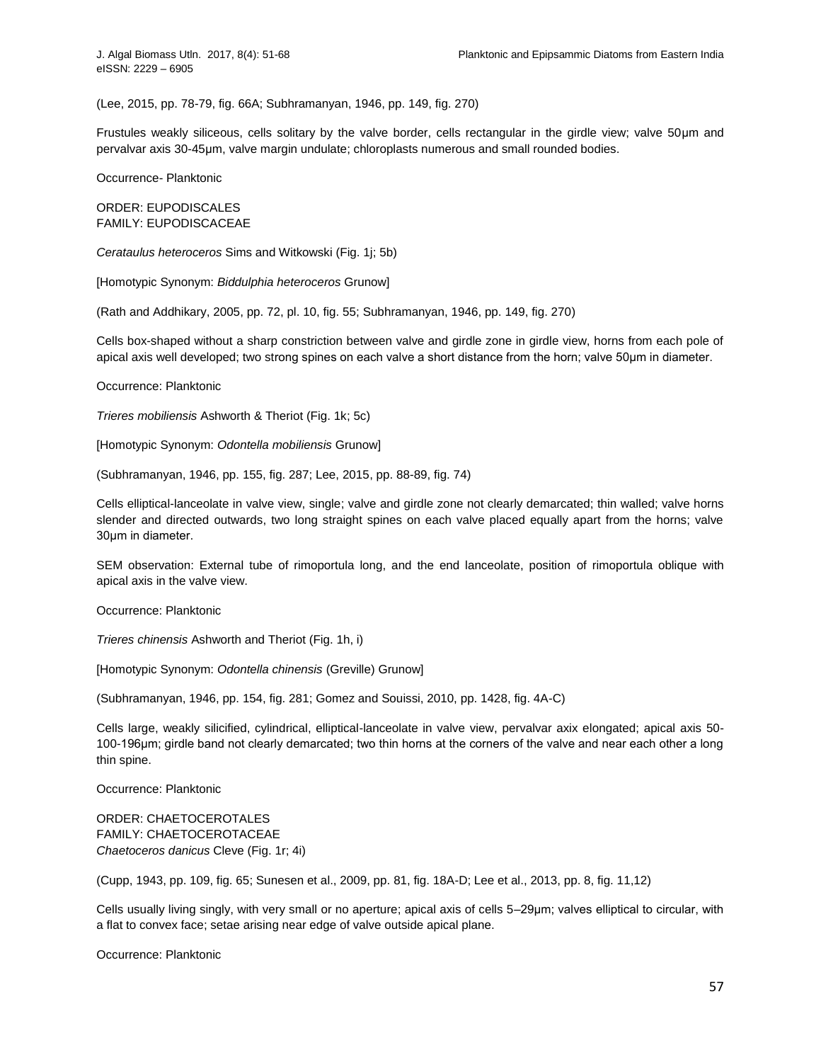(Lee, 2015, pp. 78-79, fig. 66A; Subhramanyan, 1946, pp. 149, fig. 270)

Frustules weakly siliceous, cells solitary by the valve border, cells rectangular in the girdle view; valve 50µm and pervalvar axis 30-45µm, valve margin undulate; chloroplasts numerous and small rounded bodies.

Occurrence- Planktonic

ORDER: EUPODISCALES
FAMILY: EUPODISCACEAE

*Cerataulus heteroceros* Sims and Witkowski (Fig. 1j; 5b)

[Homotypic Synonym: *Biddulphia heteroceros* Grunow]

(Rath and Addhikary, 2005, pp. 72, pl. 10, fig. 55; Subhramanyan, 1946, pp. 149, fig. 270)

Cells box-shaped without a sharp constriction between valve and girdle zone in girdle view, horns from each pole of apical axis well developed; two strong spines on each valve a short distance from the horn; valve 50µm in diameter.

Occurrence: Planktonic

*Trieres mobiliensis* Ashworth & Theriot (Fig. 1k; 5c)

[Homotypic Synonym: *Odontella mobiliensis* Grunow]

(Subhramanyan, 1946, pp. 155, fig. 287; Lee, 2015, pp. 88-89, fig. 74)

Cells elliptical-lanceolate in valve view, single; valve and girdle zone not clearly demarcated; thin walled; valve horns slender and directed outwards, two long straight spines on each valve placed equally apart from the horns; valve 30µm in diameter.

SEM observation: External tube of rimoportula long, and the end lanceolate, position of rimoportula oblique with apical axis in the valve view.

Occurrence: Planktonic

*Trieres chinensis* Ashworth and Theriot (Fig. 1h, i)

[Homotypic Synonym: *Odontella chinensis* (Greville) Grunow]

(Subhramanyan, 1946, pp. 154, fig. 281; Gomez and Souissi, 2010, pp. 1428, fig. 4A-C)

Cells large, weakly silicified, cylindrical, elliptical-lanceolate in valve view, pervalvar axix elongated; apical axis 50-100-196µm; girdle band not clearly demarcated; two thin horns at the corners of the valve and near each other a long thin spine.

Occurrence: Planktonic

ORDER: CHAETOCEROTALES
FAMILY: CHAETOCEROTACEAE
*Chaetoceros danicus* Cleve (Fig. 1r; 4i)

(Cupp, 1943, pp. 109, fig. 65; Sunesen et al., 2009, pp. 81, fig. 18A-D; Lee et al., 2013, pp. 8, fig. 11,12)

Cells usually living singly, with very small or no aperture; apical axis of cells 5–29µm; valves elliptical to circular, with a flat to convex face; setae arising near edge of valve outside apical plane.

Occurrence: Planktonic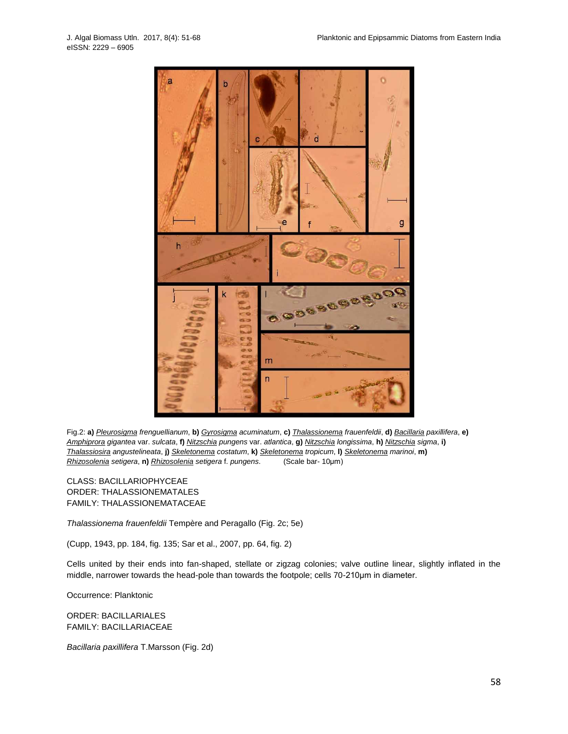Fig.2: **a)** _Pleurosigma frenguellianum_, **b)** _Gyrosigma acuminatum_, **c)** _Thalassionema frauenfeldii_, **d)** _Bacillaria paxillifera_, **e)** _Amphiprora gigantea_ var. _sulcata_, **f)** _Nitzschia pungens_ var. _atlantica_, **g)** _Nitzschia longissima_, **h)** _Nitzschia sigma_, **i)** _Thalassiosira angustelineata_, **j)** _Skeletonema costatum_, **k)** _Skeletonema tropicum_, **l)** _Skeletonema marinoi_, **m)** _Rhizosolenia setigera_, **n)** _Rhizosolenia setigera_ f. _pungens_. (Scale bar- 10μm)

CLASS: BACILLARIOPHYCEAE
ORDER: THALASSIONEMATALES
FAMILY: THALASSIONEMATACEAE

*Thalassionema frauenfeldii* Tempère and Peragallo (Fig. 2c; 5e)

(Cupp, 1943, pp. 184, fig. 135; Sar et al., 2007, pp. 64, fig. 2)

Cells united by their ends into fan-shaped, stellate or zigzag colonies; valve outline linear, slightly inflated in the middle, narrower towards the head-pole than towards the footpole; cells 70-210μm in diameter.

Occurrence: Planktonic

ORDER: BACILLARIALES
FAMILY: BACILLARIACEAE

*Bacillaria paxillifera* T.Marsson (Fig. 2d)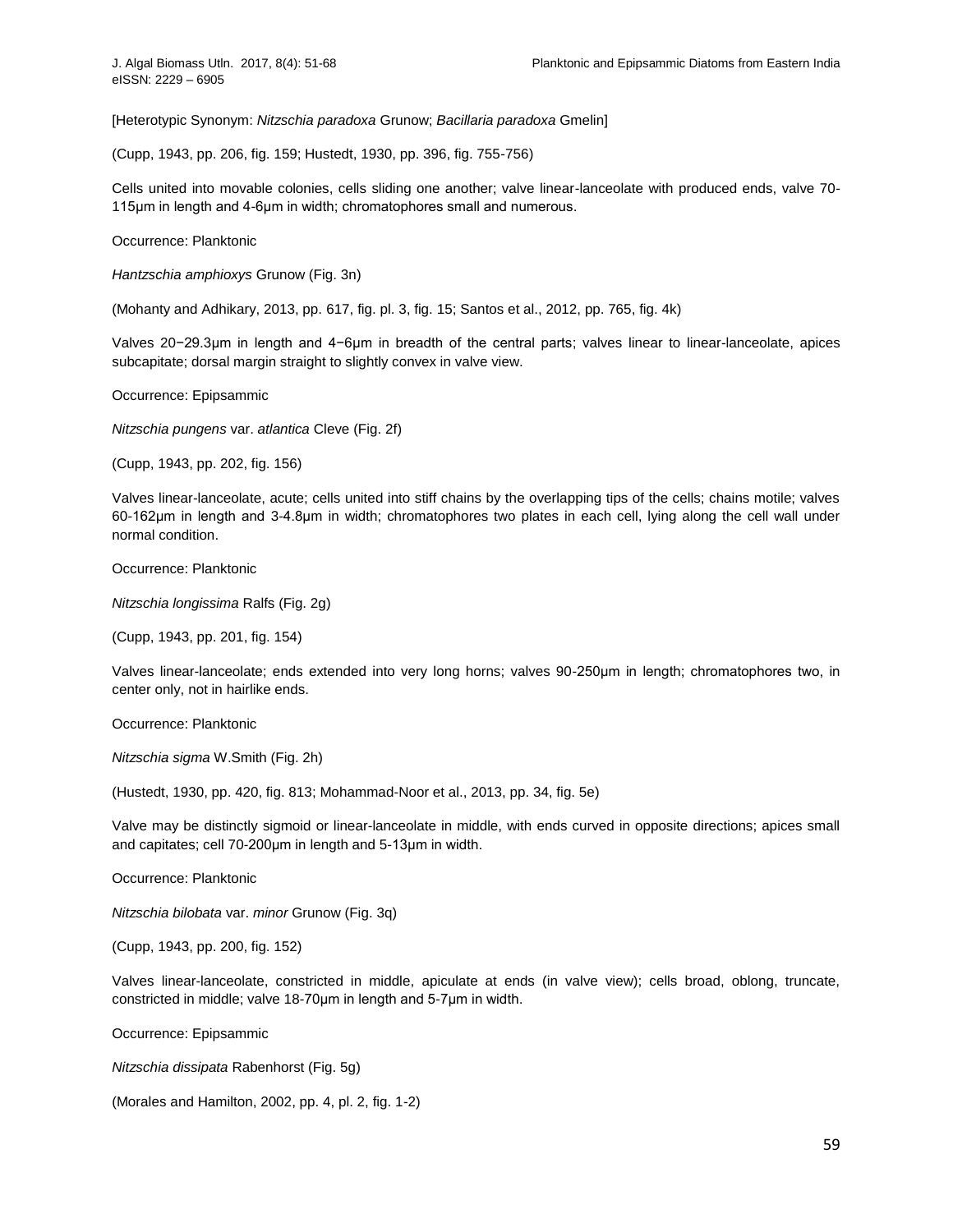[Heterotypic Synonym: *Nitzschia paradoxa* Grunow; *Bacillaria paradoxa* Gmelin]

(Cupp, 1943, pp. 206, fig. 159; Hustedt, 1930, pp. 396, fig. 755-756)

Cells united into movable colonies, cells sliding one another; valve linear-lanceolate with produced ends, valve 70-115μm in length and 4-6μm in width; chromatophores small and numerous.

Occurrence: Planktonic

*Hantzschia amphioxys* Grunow (Fig. 3n)

(Mohanty and Adhikary, 2013, pp. 617, fig. pl. 3, fig. 15; Santos et al., 2012, pp. 765, fig. 4k)

Valves 20−29.3μm in length and 4−6μm in breadth of the central parts; valves linear to linear-lanceolate, apices subcapitate; dorsal margin straight to slightly convex in valve view.

Occurrence: Epipsammic

*Nitzschia pungens* var. *atlantica* Cleve (Fig. 2f)

(Cupp, 1943, pp. 202, fig. 156)

Valves linear-lanceolate, acute; cells united into stiff chains by the overlapping tips of the cells; chains motile; valves 60-162μm in length and 3-4.8μm in width; chromatophores two plates in each cell, lying along the cell wall under normal condition.

Occurrence: Planktonic

*Nitzschia longissima* Ralfs (Fig. 2g)

(Cupp, 1943, pp. 201, fig. 154)

Valves linear-lanceolate; ends extended into very long horns; valves 90-250μm in length; chromatophores two, in center only, not in hairlike ends.

Occurrence: Planktonic

*Nitzschia sigma* W.Smith (Fig. 2h)

(Hustedt, 1930, pp. 420, fig. 813; Mohammad-Noor et al., 2013, pp. 34, fig. 5e)

Valve may be distinctly sigmoid or linear-lanceolate in middle, with ends curved in opposite directions; apices small and capitates; cell 70-200μm in length and 5-13μm in width.

Occurrence: Planktonic

*Nitzschia bilobata* var. *minor* Grunow (Fig. 3q)

(Cupp, 1943, pp. 200, fig. 152)

Valves linear-lanceolate, constricted in middle, apiculate at ends (in valve view); cells broad, oblong, truncate, constricted in middle; valve 18-70μm in length and 5-7μm in width.

Occurrence: Epipsammic

*Nitzschia dissipata* Rabenhorst (Fig. 5g)

(Morales and Hamilton, 2002, pp. 4, pl. 2, fig. 1-2)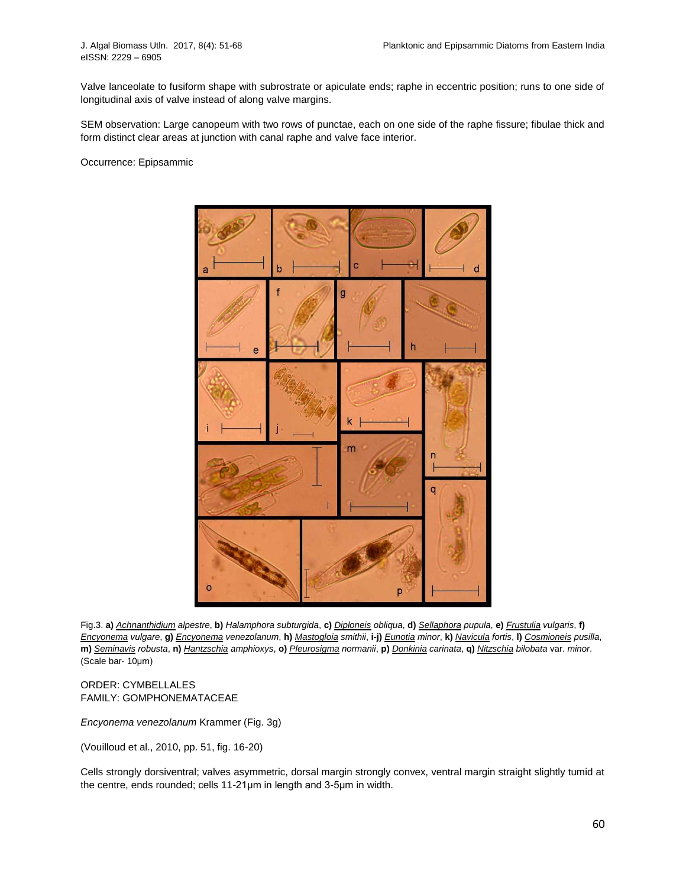Valve lanceolate to fusiform shape with subrostrate or apiculate ends; raphe in eccentric position; runs to one side of longitudinal axis of valve instead of along valve margins.

SEM observation: Large canopeum with two rows of punctae, each on one side of the raphe fissure; fibulae thick and form distinct clear areas at junction with canal raphe and valve face interior.

Occurrence: Epipsammic

Fig.3. **a)** *Achnanthidium alpestre*, **b)** *Halamphora subturgida*, **c)** *Diploneis obliqua*, **d)** *Sellaphora pupula*, **e)** *Frustulia vulgaris*, **f)** *Encyonema vulgare*, **g)** *Encyonema venezolanum*, **h)** *Mastogloia smithii*, **i-j)** *Eunotia minor*, **k)** *Navicula fortis*, **l)** *Cosmioneis pusilla*, **m)** *Seminavis robusta*, **n)** *Hantzschia amphioxys*, **o)** *Pleurosigma normanii*, **p)** *Donkinia carinata*, **q)** *Nitzschia bilobata* var. *minor*. (Scale bar- 10µm)

ORDER: CYMBELLALES
FAMILY: GOMPHONEMATACEAE

*Encyonema venezolanum* Krammer (Fig. 3g)

(Vouilloud et al., 2010, pp. 51, fig. 16-20)

Cells strongly dorsiventral; valves asymmetric, dorsal margin strongly convex, ventral margin straight slightly tumid at the centre, ends rounded; cells 11-21µm in length and 3-5µm in width.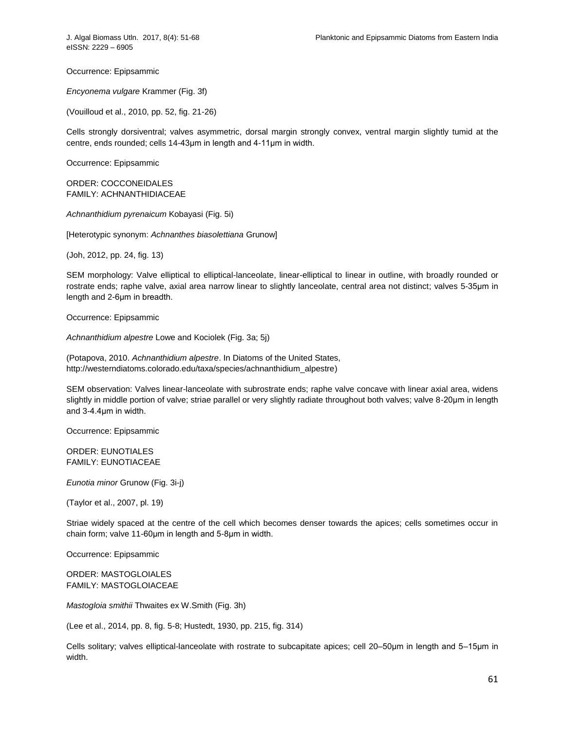Occurrence: Epipsammic

*Encyonema vulgare* Krammer (Fig. 3f)

(Vouilloud et al., 2010, pp. 52, fig. 21-26)

Cells strongly dorsiventral; valves asymmetric, dorsal margin strongly convex, ventral margin slightly tumid at the centre, ends rounded; cells 14-43µm in length and 4-11µm in width.

Occurrence: Epipsammic

ORDER: COCCONEIDALES
FAMILY: ACHNANTHIDIACEAE

*Achnanthidium pyrenaicum* Kobayasi (Fig. 5i)

[Heterotypic synonym: *Achnanthes biasolettiana* Grunow]

(Joh, 2012, pp. 24, fig. 13)

SEM morphology: Valve elliptical to elliptical-lanceolate, linear-elliptical to linear in outline, with broadly rounded or rostrate ends; raphe valve, axial area narrow linear to slightly lanceolate, central area not distinct; valves 5-35µm in length and 2-6µm in breadth.

Occurrence: Epipsammic

*Achnanthidium alpestre* Lowe and Kociolek (Fig. 3a; 5j)

(Potapova, 2010. *Achnanthidium alpestre*. In Diatoms of the United States, http://westerndiatoms.colorado.edu/taxa/species/achnanthidium_alpestre)

SEM observation: Valves linear-lanceolate with subrostrate ends; raphe valve concave with linear axial area, widens slightly in middle portion of valve; striae parallel or very slightly radiate throughout both valves; valve 8-20µm in length and 3-4.4µm in width.

Occurrence: Epipsammic

ORDER: EUNOTIALES
FAMILY: EUNOTIACEAE

*Eunotia minor* Grunow (Fig. 3i-j)

(Taylor et al., 2007, pl. 19)

Striae widely spaced at the centre of the cell which becomes denser towards the apices; cells sometimes occur in chain form; valve 11-60µm in length and 5-8µm in width.

Occurrence: Epipsammic

ORDER: MASTOGLOIALES
FAMILY: MASTOGLOIACEAE

*Mastogloia smithii* Thwaites ex W.Smith (Fig. 3h)

(Lee et al., 2014, pp. 8, fig. 5-8; Hustedt, 1930, pp. 215, fig. 314)

Cells solitary; valves elliptical-lanceolate with rostrate to subcapitate apices; cell 20–50µm in length and 5–15µm in width.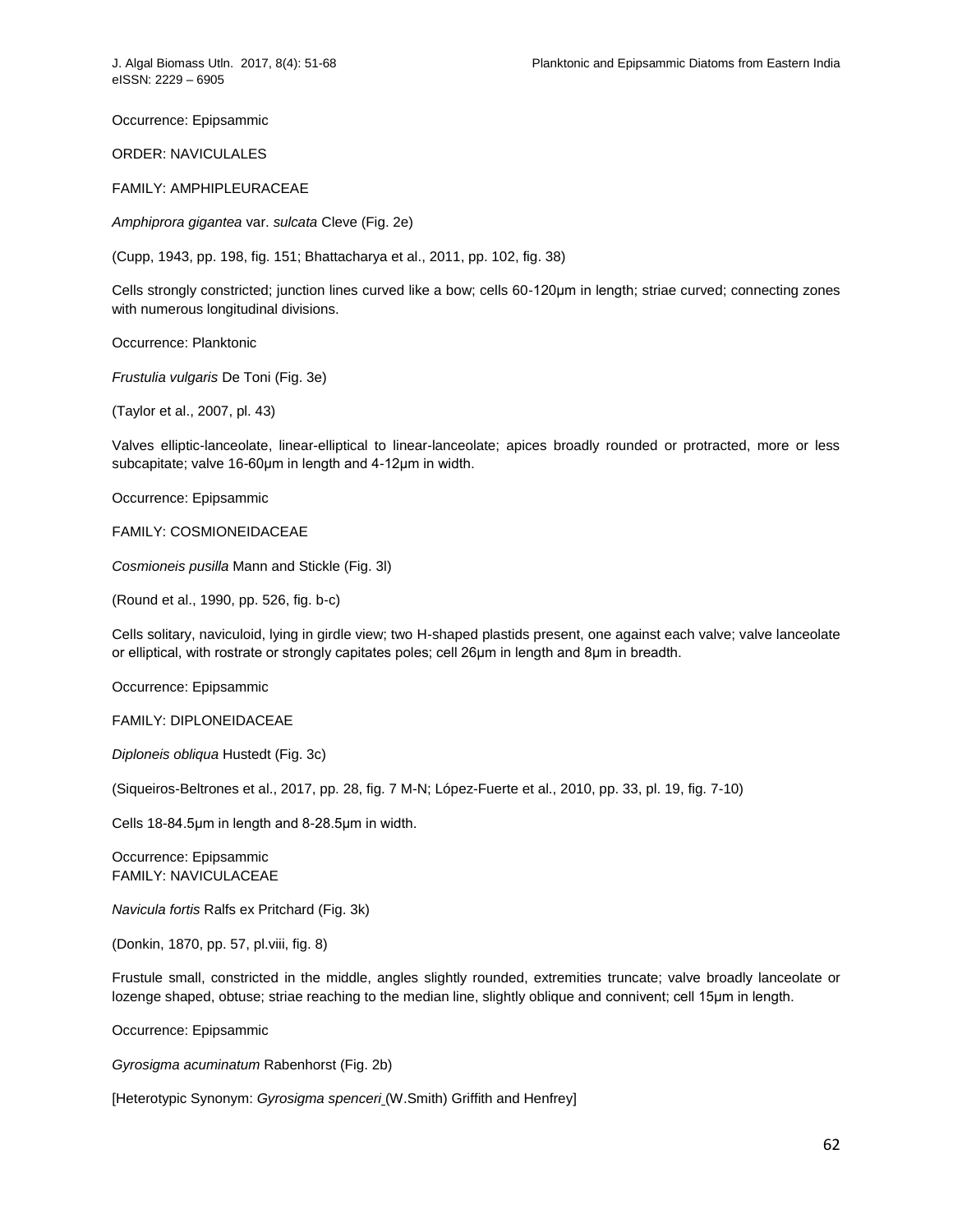Occurrence: Epipsammic

ORDER: NAVICULALES

FAMILY: AMPHIPLEURACEAE

*Amphiprora gigantea* var. *sulcata* Cleve (Fig. 2e)

(Cupp, 1943, pp. 198, fig. 151; Bhattacharya et al., 2011, pp. 102, fig. 38)

Cells strongly constricted; junction lines curved like a bow; cells 60-120μm in length; striae curved; connecting zones with numerous longitudinal divisions.

Occurrence: Planktonic

*Frustulia vulgaris* De Toni (Fig. 3e)

(Taylor et al., 2007, pl. 43)

Valves elliptic-lanceolate, linear-elliptical to linear-lanceolate; apices broadly rounded or protracted, more or less subcapitate; valve 16-60μm in length and 4-12μm in width.

Occurrence: Epipsammic

FAMILY: COSMIONEIDACEAE

*Cosmioneis pusilla* Mann and Stickle (Fig. 3l)

(Round et al., 1990, pp. 526, fig. b-c)

Cells solitary, naviculoid, lying in girdle view; two H-shaped plastids present, one against each valve; valve lanceolate or elliptical, with rostrate or strongly capitates poles; cell 26μm in length and 8μm in breadth.

Occurrence: Epipsammic

FAMILY: DIPLONEIDACEAE

*Diploneis obliqua* Hustedt (Fig. 3c)

(Siqueiros-Beltrones et al., 2017, pp. 28, fig. 7 M-N; López-Fuerte et al., 2010, pp. 33, pl. 19, fig. 7-10)

Cells 18-84.5μm in length and 8-28.5μm in width.

Occurrence: Epipsammic

FAMILY: NAVICULACEAE

*Navicula fortis* Ralfs ex Pritchard (Fig. 3k)

(Donkin, 1870, pp. 57, pl.viii, fig. 8)

Frustule small, constricted in the middle, angles slightly rounded, extremities truncate; valve broadly lanceolate or lozenge shaped, obtuse; striae reaching to the median line, slightly oblique and connivent; cell 15μm in length.

Occurrence: Epipsammic

*Gyrosigma acuminatum* Rabenhorst (Fig. 2b)

[Heterotypic Synonym: *Gyrosigma spenceri* (W.Smith) Griffith and Henfrey]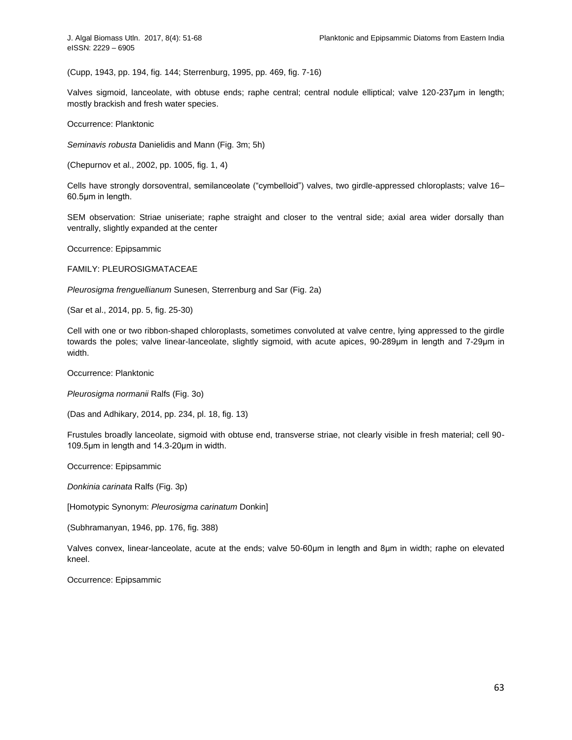(Cupp, 1943, pp. 194, fig. 144; Sterrenburg, 1995, pp. 469, fig. 7-16)

Valves sigmoid, lanceolate, with obtuse ends; raphe central; central nodule elliptical; valve 120-237μm in length; mostly brackish and fresh water species.

Occurrence: Planktonic

*Seminavis robusta* Danielidis and Mann (Fig. 3m; 5h)

(Chepurnov et al., 2002, pp. 1005, fig. 1, 4)

Cells have strongly dorsoventral, semilanceolate ("cymbelloid") valves, two girdle-appressed chloroplasts; valve 16–60.5μm in length.

SEM observation: Striae uniseriate; raphe straight and closer to the ventral side; axial area wider dorsally than ventrally, slightly expanded at the center

Occurrence: Epipsammic

FAMILY: PLEUROSIGMATACEAE

*Pleurosigma frenguellianum* Sunesen, Sterrenburg and Sar (Fig. 2a)

(Sar et al., 2014, pp. 5, fig. 25-30)

Cell with one or two ribbon-shaped chloroplasts, sometimes convoluted at valve centre, lying appressed to the girdle towards the poles; valve linear-lanceolate, slightly sigmoid, with acute apices, 90-289μm in length and 7-29μm in width.

Occurrence: Planktonic

*Pleurosigma normanii* Ralfs (Fig. 3o)

(Das and Adhikary, 2014, pp. 234, pl. 18, fig. 13)

Frustules broadly lanceolate, sigmoid with obtuse end, transverse striae, not clearly visible in fresh material; cell 90-109.5μm in length and 14.3-20μm in width.

Occurrence: Epipsammic

*Donkinia carinata* Ralfs (Fig. 3p)

[Homotypic Synonym: *Pleurosigma carinatum* Donkin]

(Subhramanyan, 1946, pp. 176, fig. 388)

Valves convex, linear-lanceolate, acute at the ends; valve 50-60μm in length and 8μm in width; raphe on elevated kneel.

Occurrence: Epipsammic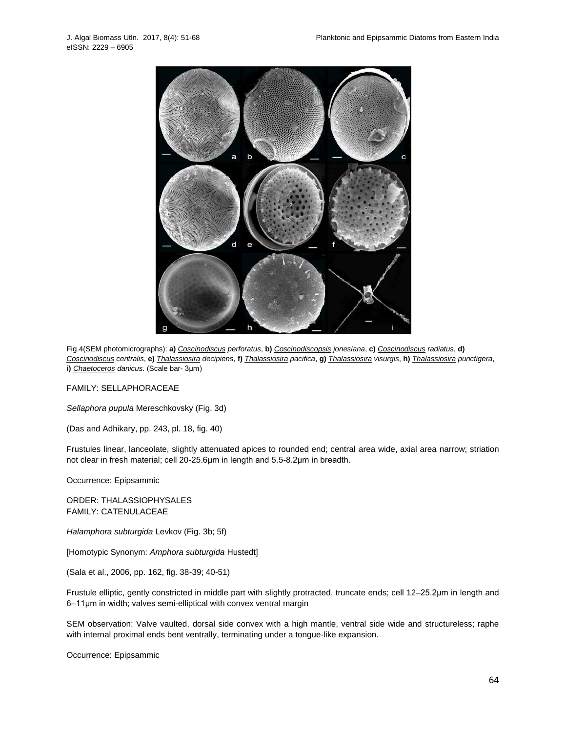Fig.4(SEM photomicrographs): **a)** *Coscinodiscus perforatus*, **b)** *Coscinodiscopsis jonesiana*, **c)** *Coscinodiscus radiatus*, **d)** *Coscinodiscus centralis*, **e)** *Thalassiosira decipiens*, **f)** *Thalassiosira pacifica*, **g)** *Thalassiosira visurgis*, **h)** *Thalassiosira punctigera*, **i)** *Chaetoceros danicus*. (Scale bar- 3μm)

FAMILY: SELLAPHORACEAE

*Sellaphora pupula* Mereschkovsky (Fig. 3d)

(Das and Adhikary, pp. 243, pl. 18, fig. 40)

Frustules linear, lanceolate, slightly attenuated apices to rounded end; central area wide, axial area narrow; striation not clear in fresh material; cell 20-25.6μm in length and 5.5-8.2μm in breadth.

Occurrence: Epipsammic

ORDER: THALASSIOPHYSALES
FAMILY: CATENULACEAE

*Halamphora subturgida* Levkov (Fig. 3b; 5f)

[Homotypic Synonym: *Amphora subturgida* Hustedt]

(Sala et al., 2006, pp. 162, fig. 38-39; 40-51)

Frustule elliptic, gently constricted in middle part with slightly protracted, truncate ends; cell 12–25.2μm in length and 6–11μm in width; valves semi-elliptical with convex ventral margin

SEM observation: Valve vaulted, dorsal side convex with a high mantle, ventral side wide and structureless; raphe with internal proximal ends bent ventrally, terminating under a tongue-like expansion.

Occurrence: Epipsammic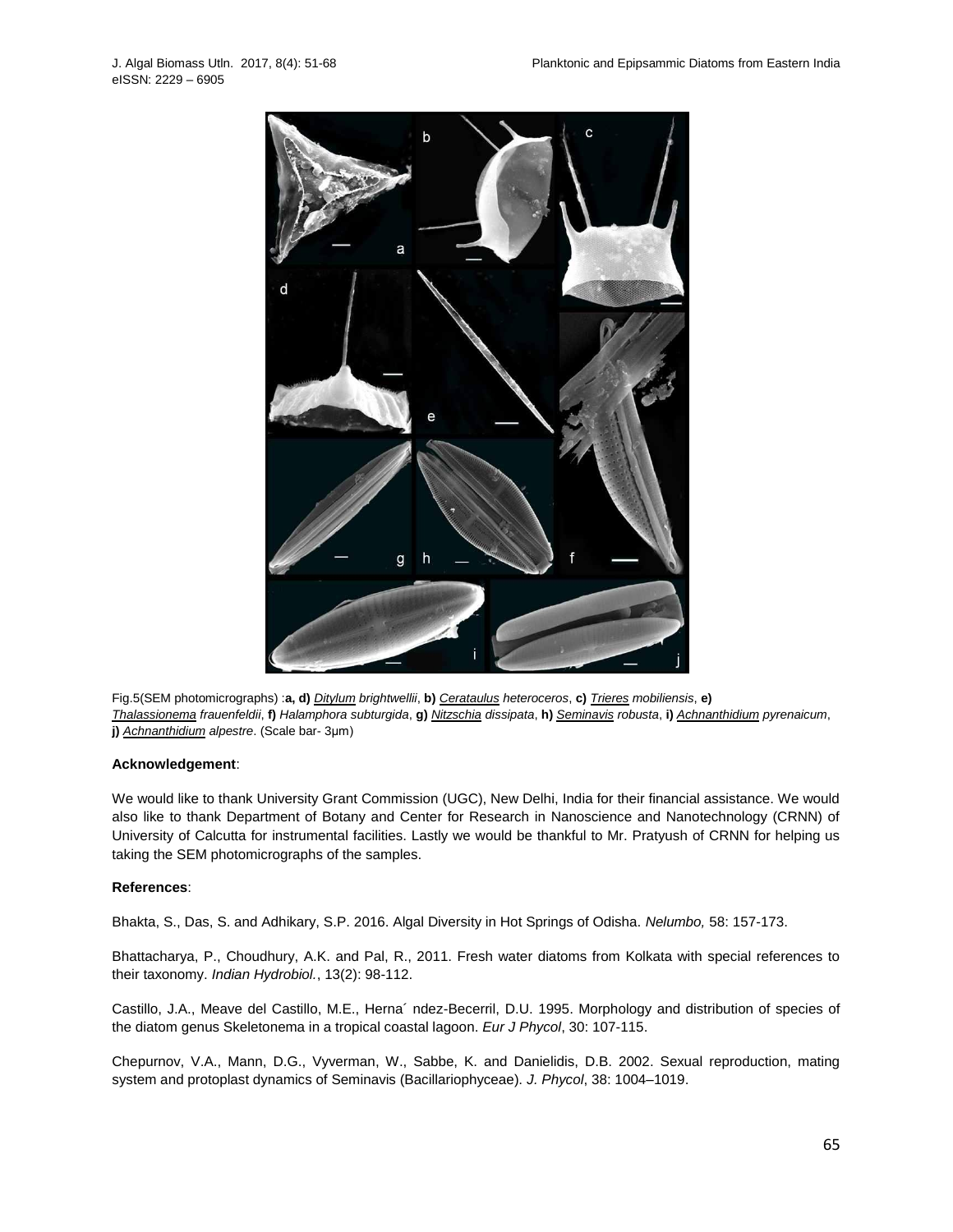Fig.5(SEM photomicrographs) :**a, d)** *Ditylum brightwellii*, **b)** *Cerataulus heteroceros*, **c)** *Trieres mobiliensis*, **e)** *Thalassionema frauenfeldii*, **f)** *Halamphora subturgida*, **g)** *Nitzschia dissipata*, **h)** *Seminavis robusta*, **i)** *Achnanthidium pyrenaicum*, **j)** *Achnanthidium alpestre*. (Scale bar- 3µm)

**Acknowledgement**:

We would like to thank University Grant Commission (UGC), New Delhi, India for their financial assistance. We would also like to thank Department of Botany and Center for Research in Nanoscience and Nanotechnology (CRNN) of University of Calcutta for instrumental facilities. Lastly we would be thankful to Mr. Pratyush of CRNN for helping us taking the SEM photomicrographs of the samples.

**References**:

Bhakta, S., Das, S. and Adhikary, S.P. 2016. Algal Diversity in Hot Springs of Odisha. *Nelumbo,* 58: 157-173.

Bhattacharya, P., Choudhury, A.K. and Pal, R., 2011. Fresh water diatoms from Kolkata with special references to their taxonomy. *Indian Hydrobiol.*, 13(2): 98-112.

Castillo, J.A., Meave del Castillo, M.E., Herna´ ndez-Becerril, D.U. 1995. Morphology and distribution of species of the diatom genus Skeletonema in a tropical coastal lagoon. *Eur J Phycol*, 30: 107-115.

Chepurnov, V.A., Mann, D.G., Vyverman, W., Sabbe, K. and Danielidis, D.B. 2002. Sexual reproduction, mating system and protoplast dynamics of Seminavis (Bacillariophyceae). *J. Phycol*, 38: 1004–1019.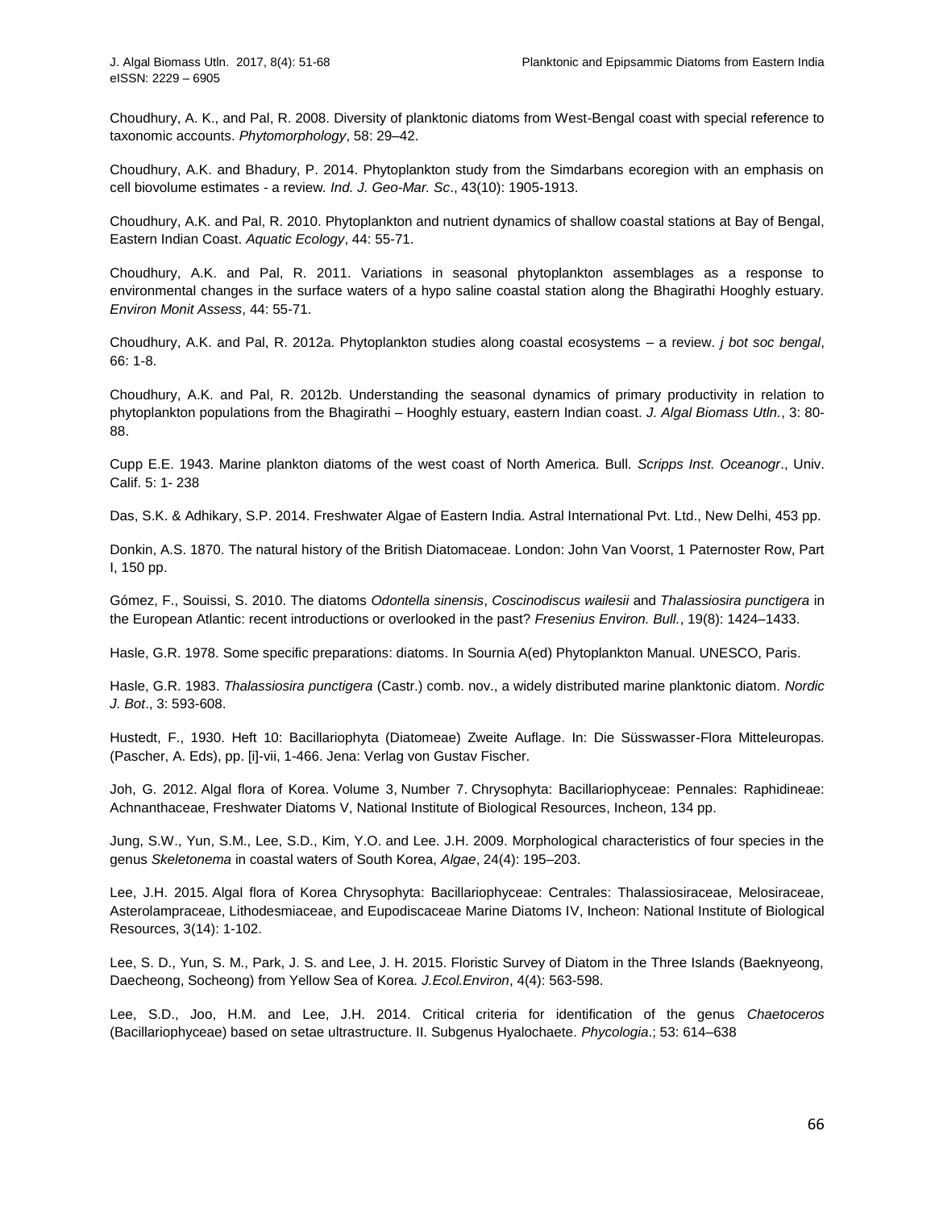Choudhury, A. K., and Pal, R. 2008. Diversity of planktonic diatoms from West-Bengal coast with special reference to taxonomic accounts. *Phytomorphology*, 58: 29–42.

Choudhury, A.K. and Bhadury, P. 2014. Phytoplankton study from the Simdarbans ecoregion with an emphasis on cell biovolume estimates - a review. *Ind. J. Geo-Mar. Sc*., 43(10): 1905-1913.

Choudhury, A.K. and Pal, R. 2010. Phytoplankton and nutrient dynamics of shallow coastal stations at Bay of Bengal, Eastern Indian Coast. *Aquatic Ecology*, 44: 55-71.

Choudhury, A.K. and Pal, R. 2011. Variations in seasonal phytoplankton assemblages as a response to environmental changes in the surface waters of a hypo saline coastal station along the Bhagirathi Hooghly estuary. *Environ Monit Assess*, 44: 55-71.

Choudhury, A.K. and Pal, R. 2012a. Phytoplankton studies along coastal ecosystems – a review. *j bot soc bengal*, 66: 1-8.

Choudhury, A.K. and Pal, R. 2012b. Understanding the seasonal dynamics of primary productivity in relation to phytoplankton populations from the Bhagirathi – Hooghly estuary, eastern Indian coast. *J. Algal Biomass Utln.*, 3: 80-88.

Cupp E.E. 1943. Marine plankton diatoms of the west coast of North America. Bull. *Scripps Inst. Oceanogr*., Univ. Calif. 5: 1- 238

Das, S.K. & Adhikary, S.P. 2014. Freshwater Algae of Eastern India. Astral International Pvt. Ltd., New Delhi, 453 pp.

Donkin, A.S. 1870. The natural history of the British Diatomaceae. London: John Van Voorst, 1 Paternoster Row, Part I, 150 pp.

Gómez, F., Souissi, S. 2010. The diatoms *Odontella sinensis*, *Coscinodiscus wailesii* and *Thalassiosira punctigera* in the European Atlantic: recent introductions or overlooked in the past? *Fresenius Environ. Bull.*, 19(8): 1424–1433.

Hasle, G.R. 1978. Some specific preparations: diatoms. In Sournia A(ed) Phytoplankton Manual. UNESCO, Paris.

Hasle, G.R. 1983. *Thalassiosira punctigera* (Castr.) comb. nov., a widely distributed marine planktonic diatom. *Nordic J. Bot*., 3: 593-608.

Hustedt, F., 1930. Heft 10: Bacillariophyta (Diatomeae) Zweite Auflage. In: Die Süsswasser-Flora Mitteleuropas. (Pascher, A. Eds), pp. [i]-vii, 1-466. Jena: Verlag von Gustav Fischer.

Joh, G. 2012. Algal flora of Korea. Volume 3, Number 7. Chrysophyta: Bacillariophyceae: Pennales: Raphidineae: Achnanthaceae, Freshwater Diatoms V, National Institute of Biological Resources, Incheon, 134 pp.

Jung, S.W., Yun, S.M., Lee, S.D., Kim, Y.O. and Lee. J.H. 2009. Morphological characteristics of four species in the genus *Skeletonema* in coastal waters of South Korea, *Algae*, 24(4): 195–203.

Lee, J.H. 2015. Algal flora of Korea Chrysophyta: Bacillariophyceae: Centrales: Thalassiosiraceae, Melosiraceae, Asterolampraceae, Lithodesmiaceae, and Eupodiscaceae Marine Diatoms IV, Incheon: National Institute of Biological Resources, 3(14): 1-102.

Lee, S. D., Yun, S. M., Park, J. S. and Lee, J. H. 2015. Floristic Survey of Diatom in the Three Islands (Baeknyeong, Daecheong, Socheong) from Yellow Sea of Korea. *J.Ecol.Environ*, 4(4): 563-598.

Lee, S.D., Joo, H.M. and Lee, J.H. 2014. Critical criteria for identification of the genus *Chaetoceros* (Bacillariophyceae) based on setae ultrastructure. II. Subgenus Hyalochaete. *Phycologia*.; 53: 614–638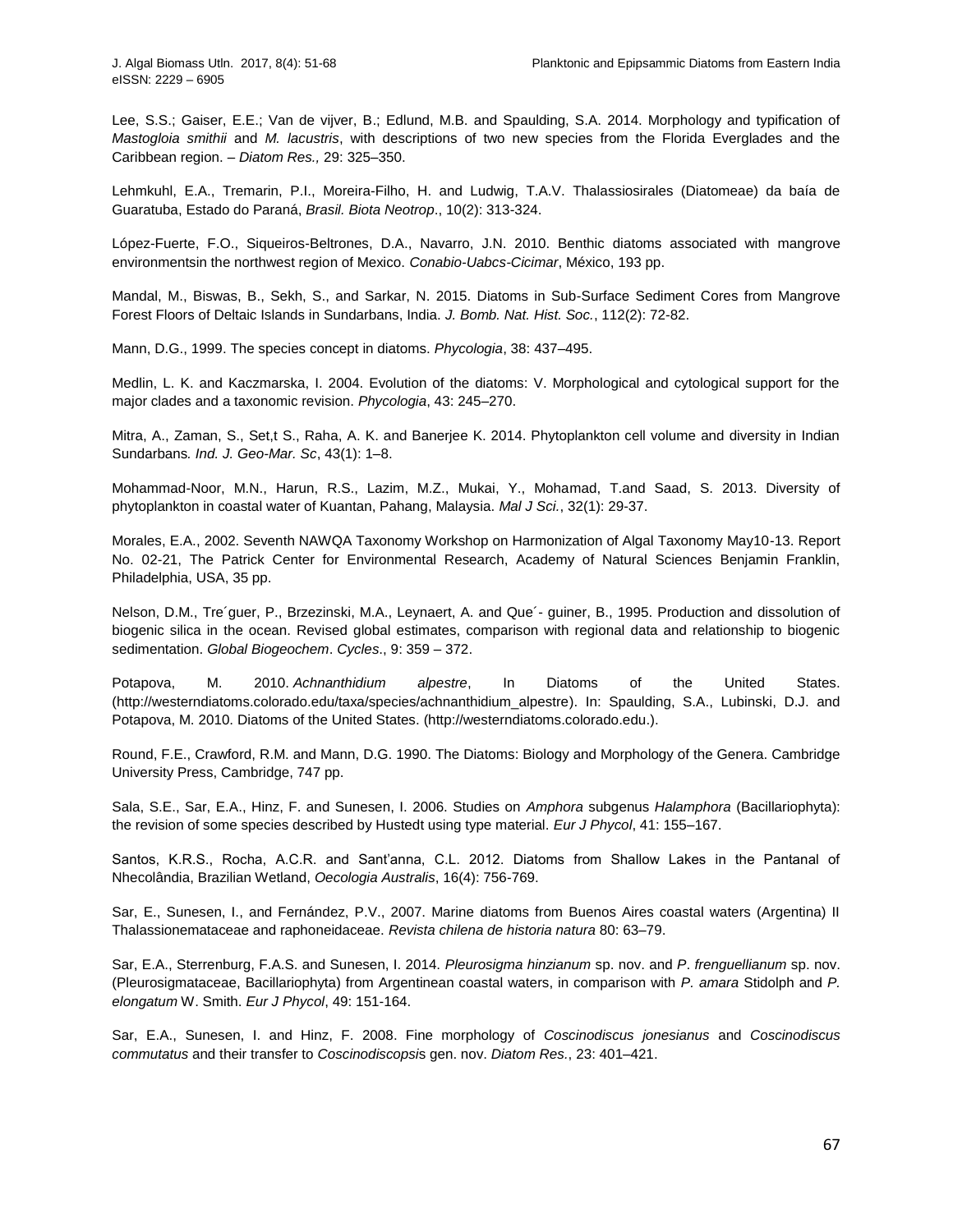Lee, S.S.; Gaiser, E.E.; Van de vijver, B.; Edlund, M.B. and Spaulding, S.A. 2014. Morphology and typification of *Mastogloia smithii* and *M. lacustris*, with descriptions of two new species from the Florida Everglades and the Caribbean region. – *Diatom Res.,* 29: 325–350.

Lehmkuhl, E.A., Tremarin, P.I., Moreira-Filho, H. and Ludwig, T.A.V. Thalassiosirales (Diatomeae) da baía de Guaratuba, Estado do Paraná, *Brasil. Biota Neotrop*., 10(2): 313-324.

López-Fuerte, F.O., Siqueiros-Beltrones, D.A., Navarro, J.N. 2010. Benthic diatoms associated with mangrove environmentsin the northwest region of Mexico. *Conabio-Uabcs-Cicimar*, México, 193 pp.

Mandal, M., Biswas, B., Sekh, S., and Sarkar, N. 2015. Diatoms in Sub-Surface Sediment Cores from Mangrove Forest Floors of Deltaic Islands in Sundarbans, India. *J. Bomb. Nat. Hist. Soc.*, 112(2): 72-82.

Mann, D.G., 1999. The species concept in diatoms. *Phycologia*, 38: 437–495.

Medlin, L. K. and Kaczmarska, I. 2004. Evolution of the diatoms: V. Morphological and cytological support for the major clades and a taxonomic revision. *Phycologia*, 43: 245–270.

Mitra, A., Zaman, S., Set,t S., Raha, A. K. and Banerjee K. 2014. Phytoplankton cell volume and diversity in Indian Sundarbans*. Ind. J. Geo-Mar. Sc*, 43(1): 1–8.

Mohammad-Noor, M.N., Harun, R.S., Lazim, M.Z., Mukai, Y., Mohamad, T.and Saad, S. 2013. Diversity of phytoplankton in coastal water of Kuantan, Pahang, Malaysia. *Mal J Sci.*, 32(1): 29-37.

Morales, E.A., 2002. Seventh NAWQA Taxonomy Workshop on Harmonization of Algal Taxonomy May10-13. Report No. 02-21, The Patrick Center for Environmental Research, Academy of Natural Sciences Benjamin Franklin, Philadelphia, USA, 35 pp.

Nelson, D.M., Tre´guer, P., Brzezinski, M.A., Leynaert, A. and Que´- guiner, B., 1995. Production and dissolution of biogenic silica in the ocean. Revised global estimates, comparison with regional data and relationship to biogenic sedimentation. *Global Biogeochem*. *Cycles*., 9: 359 – 372.

Potapova, M. 2010. *Achnanthidium alpestre*, In Diatoms of the United States. (http://westerndiatoms.colorado.edu/taxa/species/achnanthidium_alpestre). In: Spaulding, S.A., Lubinski, D.J. and Potapova, M. 2010. Diatoms of the United States. (http://westerndiatoms.colorado.edu.).

Round, F.E., Crawford, R.M. and Mann, D.G. 1990. The Diatoms: Biology and Morphology of the Genera. Cambridge University Press, Cambridge, 747 pp.

Sala, S.E., Sar, E.A., Hinz, F. and Sunesen, I. 2006. Studies on *Amphora* subgenus *Halamphora* (Bacillariophyta): the revision of some species described by Hustedt using type material. *Eur J Phycol*, 41: 155–167.

Santos, K.R.S., Rocha, A.C.R. and Sant'anna, C.L. 2012. Diatoms from Shallow Lakes in the Pantanal of Nhecolândia, Brazilian Wetland, *Oecologia Australis*, 16(4): 756-769.

Sar, E., Sunesen, I., and Fernández, P.V., 2007. Marine diatoms from Buenos Aires coastal waters (Argentina) II Thalassionemataceae and raphoneidaceae. *Revista chilena de historia natura* 80: 63–79.

Sar, E.A., Sterrenburg, F.A.S. and Sunesen, I. 2014. *Pleurosigma hinzianum* sp. nov. and *P*. *frenguellianum* sp. nov. (Pleurosigmataceae, Bacillariophyta) from Argentinean coastal waters, in comparison with *P. amara* Stidolph and *P. elongatum* W. Smith. *Eur J Phycol*, 49: 151-164.

Sar, E.A., Sunesen, I. and Hinz, F. 2008. Fine morphology of *Coscinodiscus jonesianus* and *Coscinodiscus commutatus* and their transfer to *Coscinodiscopsi*s gen. nov. *Diatom Res.*, 23: 401–421.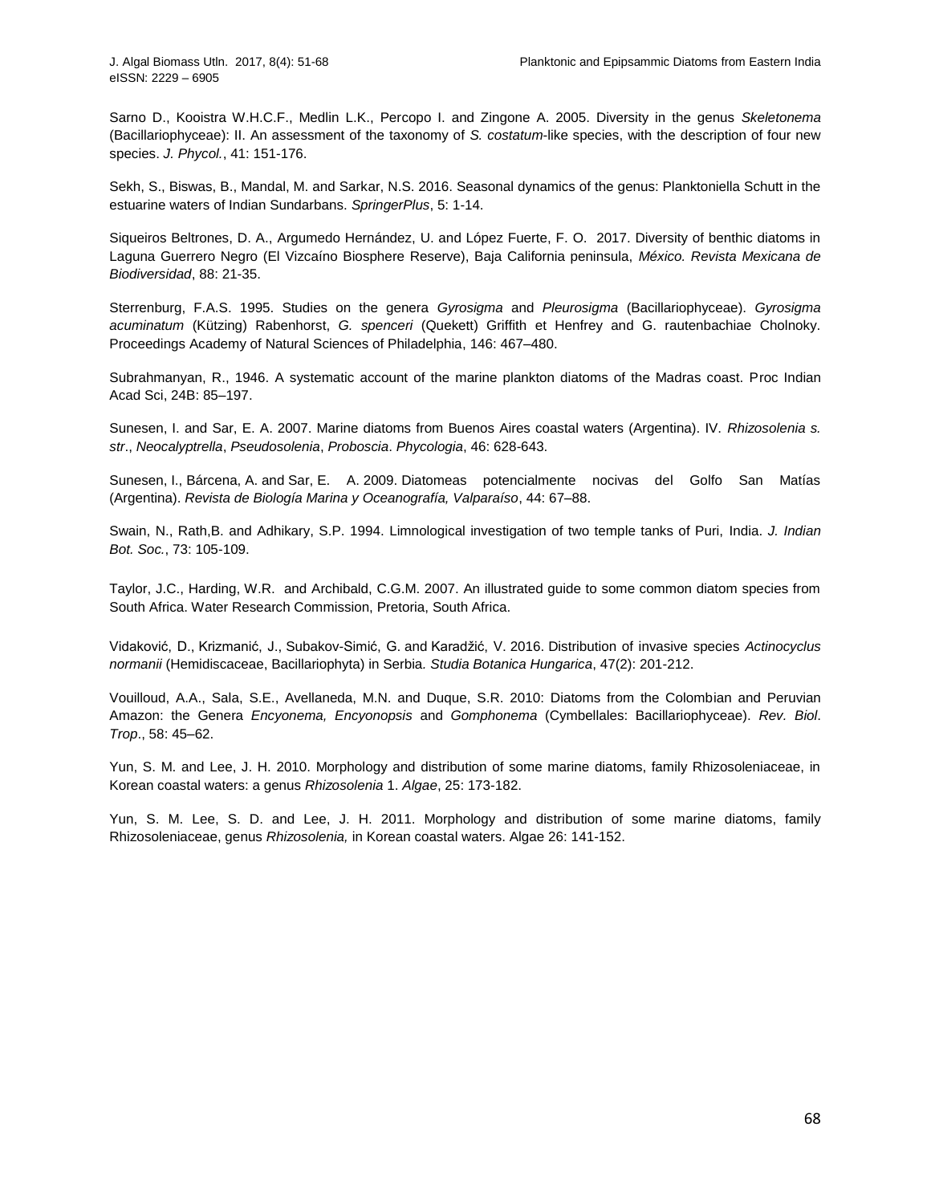Sarno D., Kooistra W.H.C.F., Medlin L.K., Percopo I. and Zingone A. 2005. Diversity in the genus *Skeletonema* (Bacillariophyceae): II. An assessment of the taxonomy of *S. costatum*-like species, with the description of four new species. *J. Phycol.*, 41: 151-176.

Sekh, S., Biswas, B., Mandal, M. and Sarkar, N.S. 2016. Seasonal dynamics of the genus: Planktoniella Schutt in the estuarine waters of Indian Sundarbans. *SpringerPlus*, 5: 1-14.

Siqueiros Beltrones, D. A., Argumedo Hernández, U. and López Fuerte, F. O. 2017. Diversity of benthic diatoms in Laguna Guerrero Negro (El Vizcaíno Biosphere Reserve), Baja California peninsula, *México. Revista Mexicana de Biodiversidad*, 88: 21-35.

Sterrenburg, F.A.S. 1995. Studies on the genera *Gyrosigma* and *Pleurosigma* (Bacillariophyceae). *Gyrosigma acuminatum* (Kützing) Rabenhorst, *G. spenceri* (Quekett) Griffith et Henfrey and G. rautenbachiae Cholnoky. Proceedings Academy of Natural Sciences of Philadelphia, 146: 467–480.

Subrahmanyan, R., 1946. A systematic account of the marine plankton diatoms of the Madras coast. Proc Indian Acad Sci, 24B: 85–197.

Sunesen, I. and Sar, E. A. 2007. Marine diatoms from Buenos Aires coastal waters (Argentina). IV. *Rhizosolenia s. str*., *Neocalyptrella*, *Pseudosolenia*, *Proboscia*. *Phycologia*, 46: 628-643.

Sunesen, I., Bárcena, A. and Sar, E. A. 2009. Diatomeas potencialmente nocivas del Golfo San Matías (Argentina). *Revista de Biología Marina y Oceanografía, Valparaíso*, 44: 67–88.

Swain, N., Rath,B. and Adhikary, S.P. 1994. Limnological investigation of two temple tanks of Puri, India. *J. Indian Bot. Soc.*, 73: 105-109.

Taylor, J.C., Harding, W.R. and Archibald, C.G.M. 2007. An illustrated guide to some common diatom species from South Africa. Water Research Commission, Pretoria, South Africa.

Vidaković, D., Krizmanić, J., Subakov-Simić, G. and Karadžić, V. 2016. Distribution of invasive species *Actinocyclus normanii* (Hemidiscaceae, Bacillariophyta) in Serbia. *Studia Botanica Hungarica*, 47(2): 201-212.

Vouilloud, A.A., Sala, S.E., Avellaneda, M.N. and Duque, S.R. 2010: Diatoms from the Colombian and Peruvian Amazon: the Genera *Encyonema, Encyonopsis* and *Gomphonema* (Cymbellales: Bacillariophyceae). *Rev. Biol. Trop*., 58: 45–62.

Yun, S. M. and Lee, J. H. 2010. Morphology and distribution of some marine diatoms, family Rhizosoleniaceae, in Korean coastal waters: a genus *Rhizosolenia* 1. *Algae*, 25: 173-182.

Yun, S. M. Lee, S. D. and Lee, J. H. 2011. Morphology and distribution of some marine diatoms, family Rhizosoleniaceae, genus *Rhizosolenia,* in Korean coastal waters. Algae 26: 141-152.